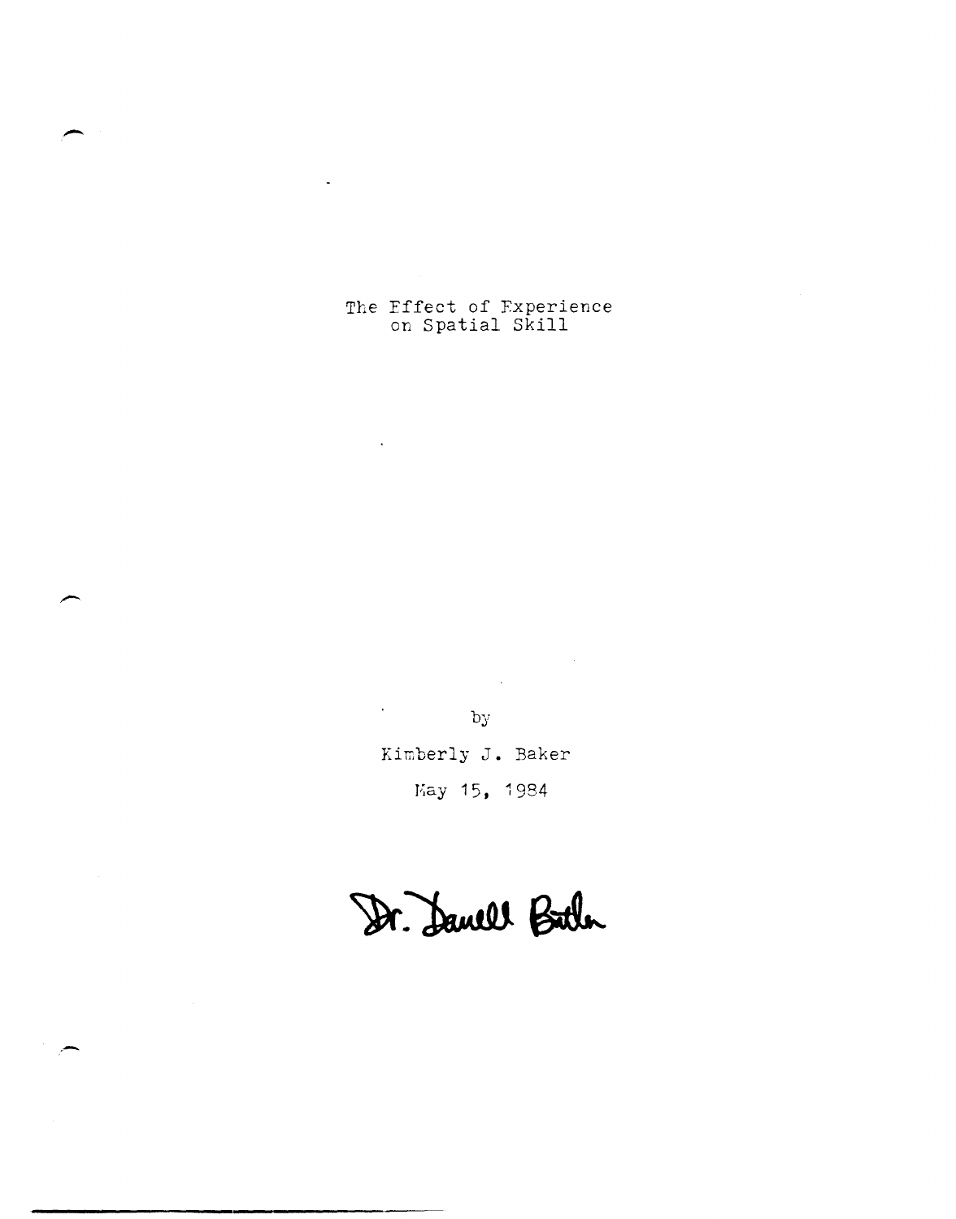# The Effect of Experience on Spatial Skill

by

Kimberly J. Baker

May 15, 1984

Dr. Darrell Butler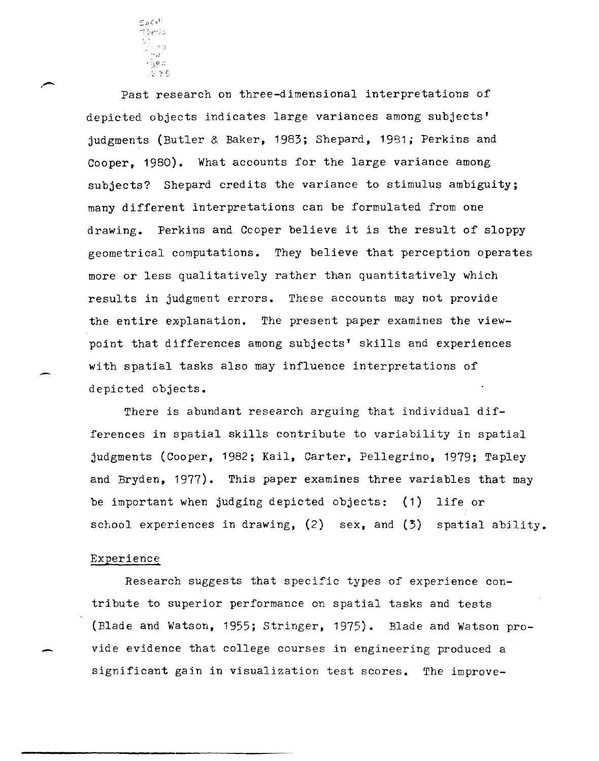Past research on three-dimensional interpretations of depicted objects indicates large variances among subjects' judgments (Butler & Baker, 1983; Shepard, 1981; Perkins and Cooper, 1980). What accounts for the large variance among subjects? Shepard credits the variance to stimulus ambiguity; many different interpretations can be formulated from one drawing. Perkins and Cooper believe it is the result of sloppy geometrical computations. They believe that perception operates more or less qualitatively rather than quantitatively which results in judgment errors. These accounts may not provide the entire explanation. The present paper examines the viewpoint that differences among subjects' skills and experiences with spatial tasks also may influence interpretations of depicted objects.

There is abundant research arguing that individual differences in spatial skills contribute to variability in spatial judgments (Cooper, 1982; Kail, Carter, Pellegrino, 1979; Tapley and Bryden, 1977). This paper examines three variables that may be important when judging depicted objects: (1) life or school experiences in drawing, (2) sex, and (3) spatial ability.

## Experience

Research suggests that specific types of experience contribute to superior performance on spatial tasks and tests (Blade and Watson, 1955; Stringer, 1975). Blade and Watson provide evidence that college courses in engineering produced a significant gain in visualization test scores. The improve-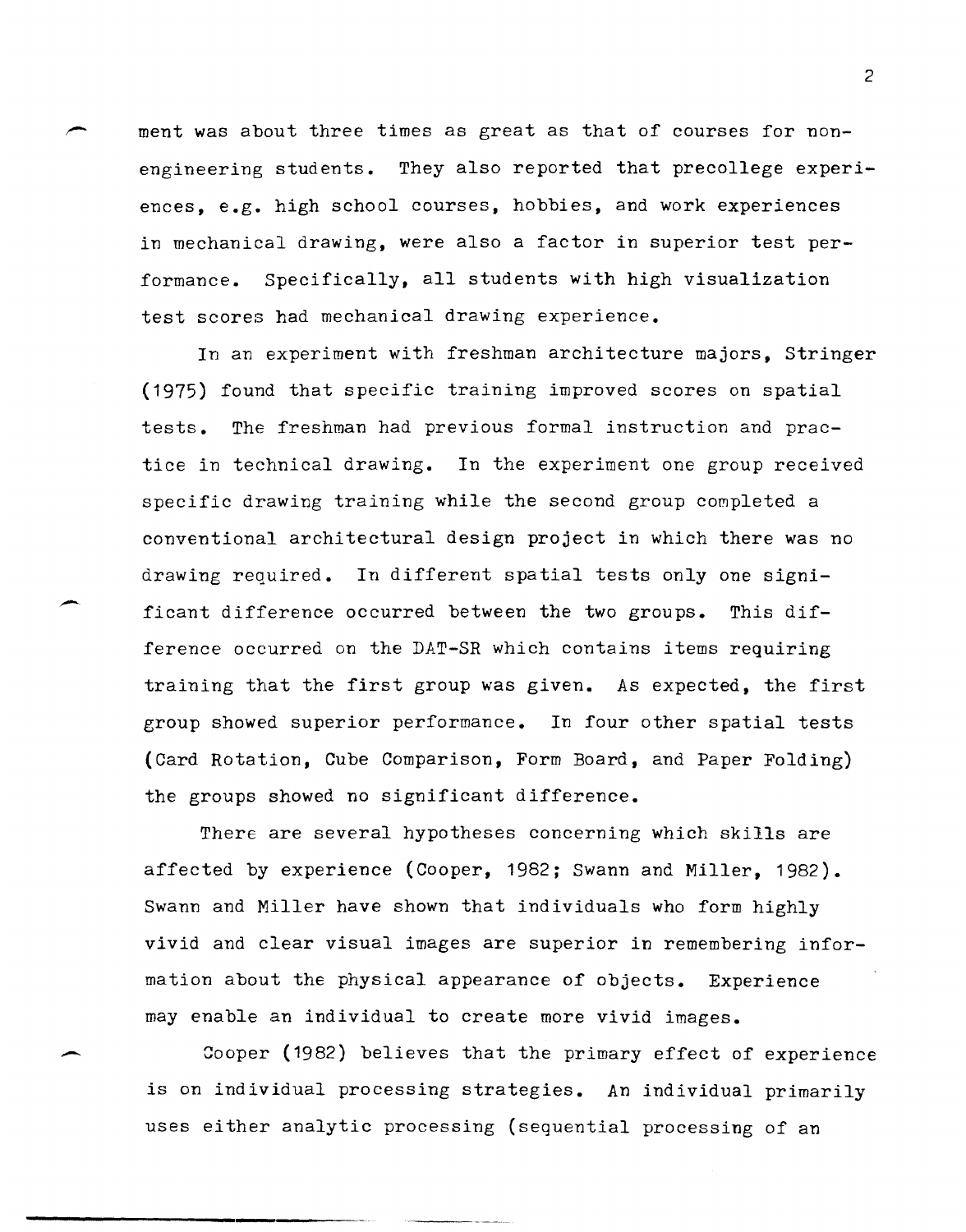ment was about three times as great as that of courses for non-engineering students. They also reported that precollege experiences, e.g. high school courses, hobbies, and work experiences in mechanical drawing, were also a factor in superior test performance. Specifically, all students with high visualization test scores had mechanical drawing experience.

In an experiment with freshman architecture majors, Stringer (1975) found that specific training improved scores on spatial tests. The freshman had previous formal instruction and practice in technical drawing. In the experiment one group received specific drawing training while the second group completed a conventional architectural design project in which there was no drawing required. In different spatial tests only one significant difference occurred between the two groups. This difference occurred on the DAT-SR which contains items requiring training that the first group was given. As expected, the first group showed superior performance. In four other spatial tests (Card Rotation, Cube Comparison, Form Board, and Paper Folding) the groups showed no significant difference.

There are several hypotheses concerning which skills are affected by experience (Cooper, 1982; Swann and Miller, 1982). Swann and Miller have shown that individuals who form highly vivid and clear visual images are superior in remembering information about the physical appearance of objects. Experience may enable an individual to create more vivid images.

Cooper (1982) believes that the primary effect of experience is on individual processing strategies. An individual primarily uses either analytic processing (sequential processing of an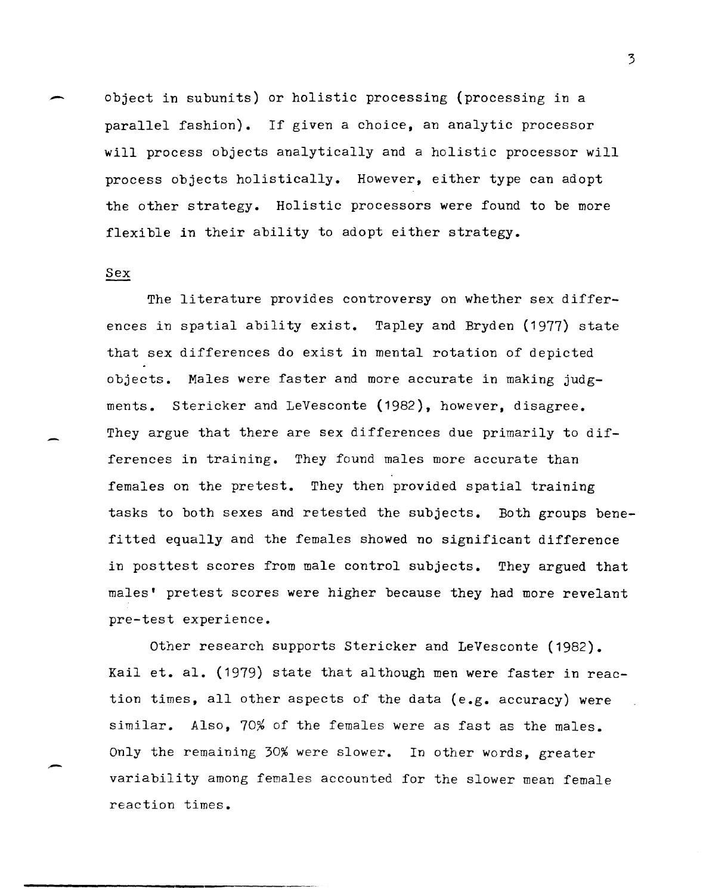object in subunits) or holistic processing (processing in a parallel fashion). If given a choice, an analytic processor will process objects analytically and a holistic processor will process objects holistically. However, either type can adopt the other strategy. Holistic processors were found to be more flexible in their ability to adopt either strategy.

## Sex

The literature provides controversy on whether sex differences in spatial ability exist. Tapley and Bryden (1977) state that sex differences do exist in mental rotation of depicted objects. Males were faster and more accurate in making judgments. Stericker and LeVesconte (1982), however, disagree. They argue that there are sex differences due primarily to differences in training. They found males more accurate than females on the pretest. They then provided spatial training tasks to both sexes and retested the subjects. Both groups benefitted equally and the females showed no significant difference in posttest scores from male control subjects. They argued that males' pretest scores were higher because they had more revelant pre-test experience.

Other research supports Stericker and LeVesconte (1982). Kail et. al. (1979) state that although men were faster in reaction times, all other aspects of the data (e.g. accuracy) were similar. Also, 70% of the females were as fast as the males. Only the remaining 30% were slower. In other words, greater variability among females accounted for the slower mean female reaction times.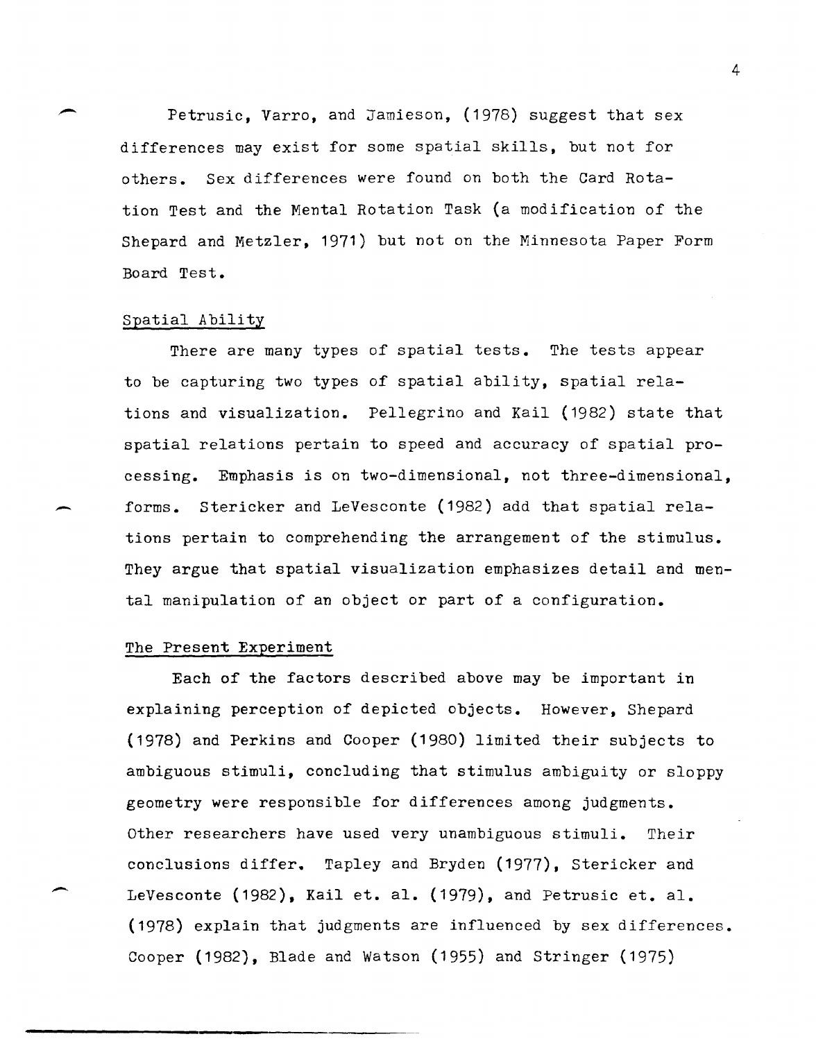Petrusic, Varro, and Jamieson, (1978) suggest that sex differences may exist for some spatial skills, but not for others. Sex differences were found on both the Card Rotation Test and the Mental Rotation Task (a modification of the Shepard and Metzler, 1971) but not on the Minnesota Paper Form Board Test.

## Spatial Ability

There are many types of spatial tests. The tests appear to be capturing two types of spatial ability, spatial relations and visualization. Pellegrino and Kail (1982) state that spatial relations pertain to speed and accuracy of spatial processing. Emphasis is on two-dimensional, not three-dimensional, forms. Stericker and LeVesconte (1982) add that spatial relations pertain to comprehending the arrangement of the stimulus. They argue that spatial visualization emphasizes detail and mental manipulation of an object or part of a configuration.

## The Present Experiment

Each of the factors described above may be important in explaining perception of depicted objects. However, Shepard (1978) and Perkins and Cooper (1980) limited their subjects to ambiguous stimuli, concluding that stimulus ambiguity or sloppy geometry were responsible for differences among judgments. Other researchers have used very unambiguous stimuli. Their conclusions differ. Tapley and Bryden (1977), Stericker and LeVesconte (1982), Kail et. al. (1979), and Petrusic et. al. (1978) explain that judgments are influenced by sex differences. Cooper (1982), Blade and Watson (1955) and Stringer (1975)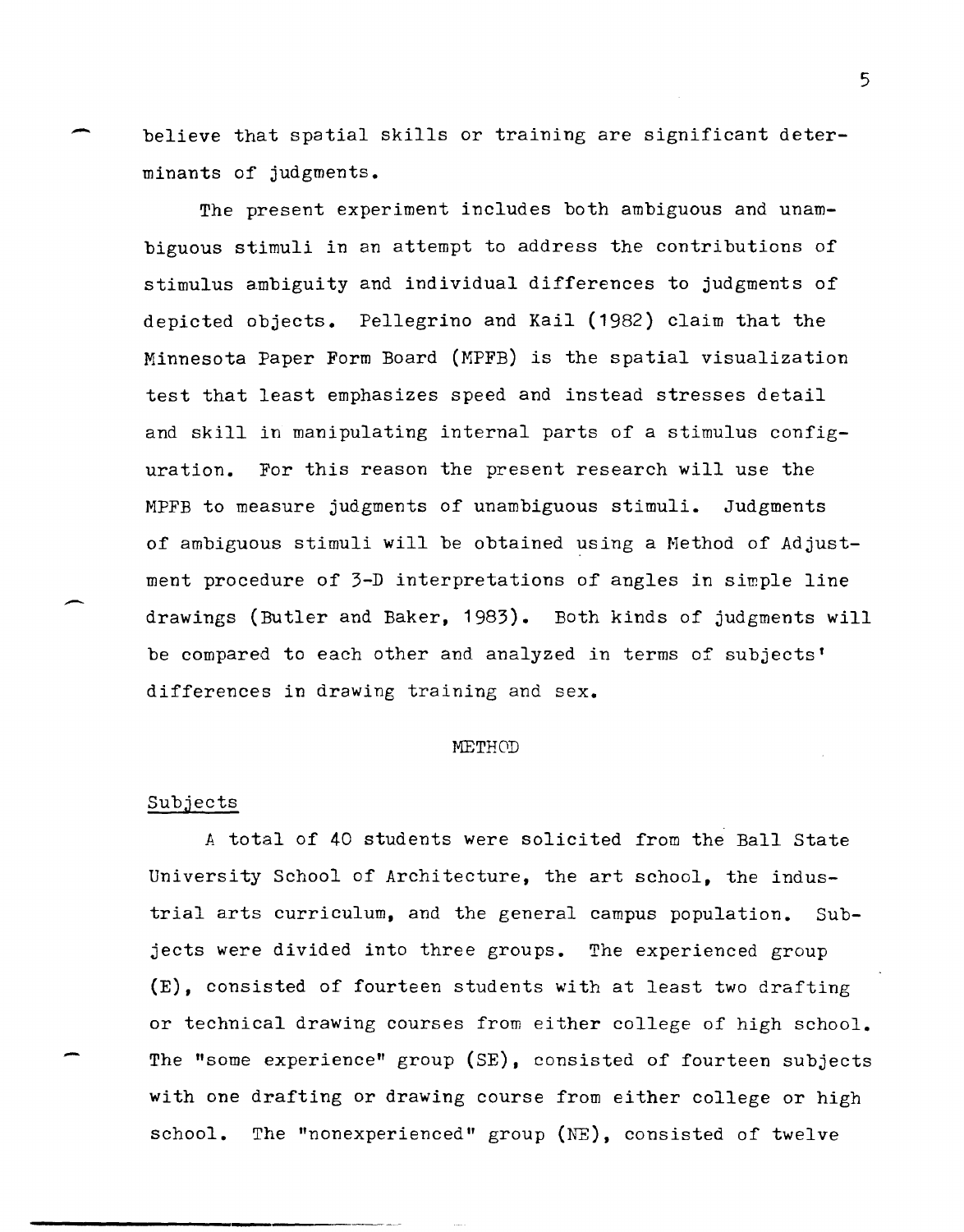believe that spatial skills or training are significant determinants of judgments.

The present experiment includes both ambiguous and unambiguous stimuli in an attempt to address the contributions of stimulus ambiguity and individual differences to judgments of depicted objects. Pellegrino and Kail (1982) claim that the Minnesota Paper Form Board (MPFB) is the spatial visualization test that least emphasizes speed and instead stresses detail and skill in manipulating internal parts of a stimulus configuration. For this reason the present research will use the MPFB to measure judgments of unambiguous stimuli. Judgments of ambiguous stimuli will be obtained using a Method of Adjustment procedure of 3-D interpretations of angles in simple line drawings (Butler and Baker, 1983). Both kinds of judgments will be compared to each other and analyzed in terms of subjects' differences in drawing training and sex.

## METHOD

### Subjects

A total of 40 students were solicited from the Ball State University School of Architecture, the art school, the industrial arts curriculum, and the general campus population. Subjects were divided into three groups. The experienced group (E), consisted of fourteen students with at least two drafting or technical drawing courses from either college of high school. The "some experience" group (SE), consisted of fourteen subjects with one drafting or drawing course from either college or high school. The "nonexperienced" group (NE), consisted of twelve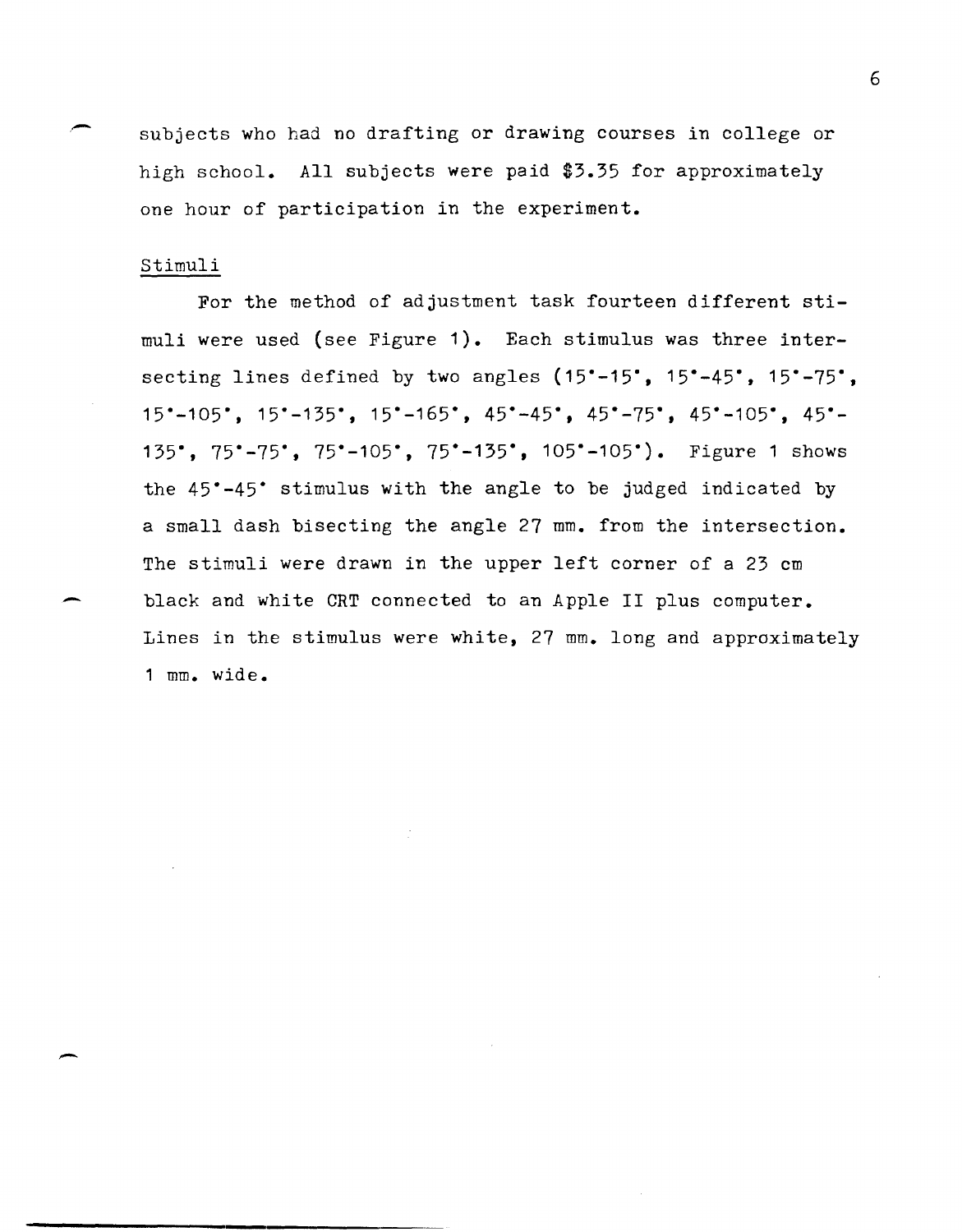subjects who had no drafting or drawing courses in college or high school. All subjects were paid $3.35 for approximately one hour of participation in the experiment.

## Stimuli

For the method of adjustment task fourteen different stimuli were used (see Figure 1). Each stimulus was three intersecting lines defined by two angles (15°-15°, 15°-45°, 15°-75°, 15°-105°, 15°-135°, 15°-165°, 45°-45°, 45°-75°, 45°-105°, 45°-135°, 75°-75°, 75°-105°, 75°-135°, 105°-105°). Figure 1 shows the 45°-45° stimulus with the angle to be judged indicated by a small dash bisecting the angle 27 mm. from the intersection. The stimuli were drawn in the upper left corner of a 23 cm black and white CRT connected to an Apple II plus computer. Lines in the stimulus were white, 27 mm. long and approximately 1 mm. wide.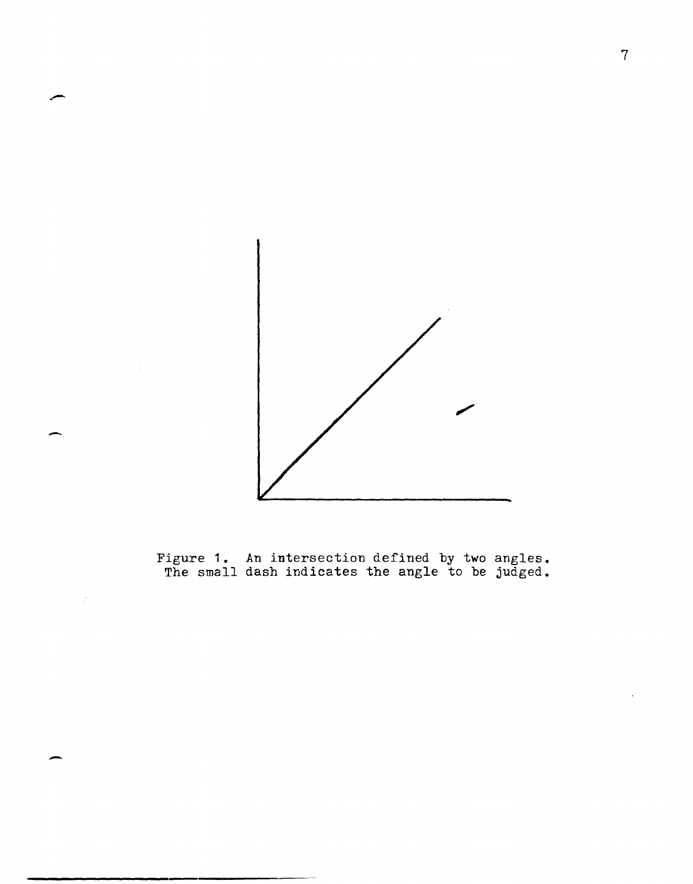Figure 1. An intersection defined by two angles. The small dash indicates the angle to be judged.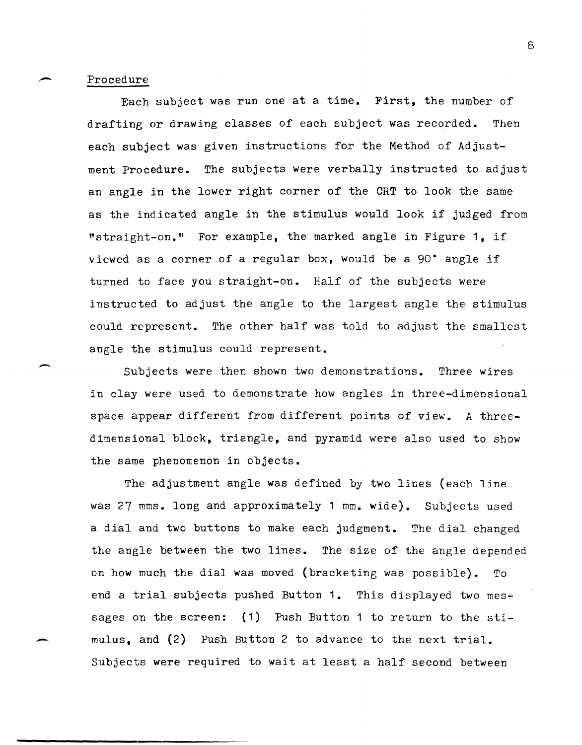Procedure

Each subject was run one at a time. First, the number of drafting or drawing classes of each subject was recorded. Then each subject was given instructions for the Method of Adjustment Procedure. The subjects were verbally instructed to adjust an angle in the lower right corner of the CRT to look the same as the indicated angle in the stimulus would look if judged from "straight-on." For example, the marked angle in Figure 1, if viewed as a corner of a regular box, would be a 90° angle if turned to face you straight-on. Half of the subjects were instructed to adjust the angle to the largest angle the stimulus could represent. The other half was told to adjust the smallest angle the stimulus could represent.

Subjects were then shown two demonstrations. Three wires in clay were used to demonstrate how angles in three-dimensional space appear different from different points of view. A three-dimensional block, triangle, and pyramid were also used to show the same phenomenon in objects.

The adjustment angle was defined by two lines (each line was 27 mms. long and approximately 1 mm. wide). Subjects used a dial and two buttons to make each judgment. The dial changed the angle between the two lines. The size of the angle depended on how much the dial was moved (bracketing was possible). To end a trial subjects pushed Button 1. This displayed two messages on the screen: (1) Push Button 1 to return to the stimulus, and (2) Push Button 2 to advance to the next trial. Subjects were required to wait at least a half second between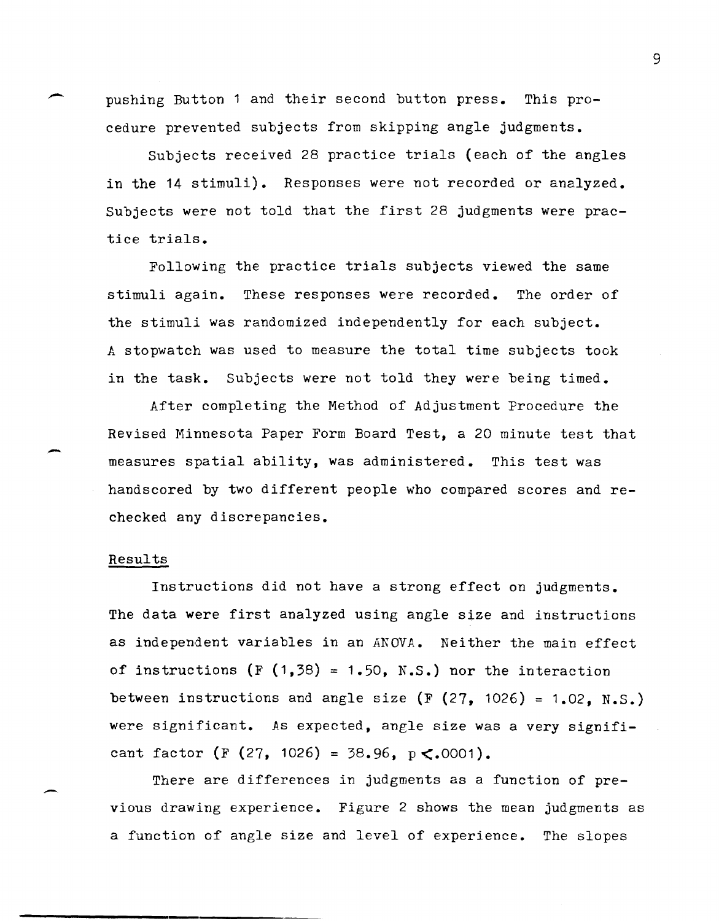pushing Button 1 and their second button press. This procedure prevented subjects from skipping angle judgments.

Subjects received 28 practice trials (each of the angles in the 14 stimuli). Responses were not recorded or analyzed. Subjects were not told that the first 28 judgments were practice trials.

Following the practice trials subjects viewed the same stimuli again. These responses were recorded. The order of the stimuli was randomized independently for each subject. A stopwatch was used to measure the total time subjects took in the task. Subjects were not told they were being timed.

After completing the Method of Adjustment Procedure the Revised Minnesota Paper Form Board Test, a 20 minute test that measures spatial ability, was administered. This test was handscored by two different people who compared scores and rechecked any discrepancies.

## Results

Instructions did not have a strong effect on judgments. The data were first analyzed using angle size and instructions as independent variables in an ANOVA. Neither the main effect of instructions ($F(1,38) = 1.50$, N.S.) nor the interaction between instructions and angle size ($F(27, 1026) = 1.02$, N.S.) were significant. As expected, angle size was a very significant factor ($F(27, 1026) = 38.96$, $p < .0001$).

There are differences in judgments as a function of previous drawing experience. Figure 2 shows the mean judgments as a function of angle size and level of experience. The slopes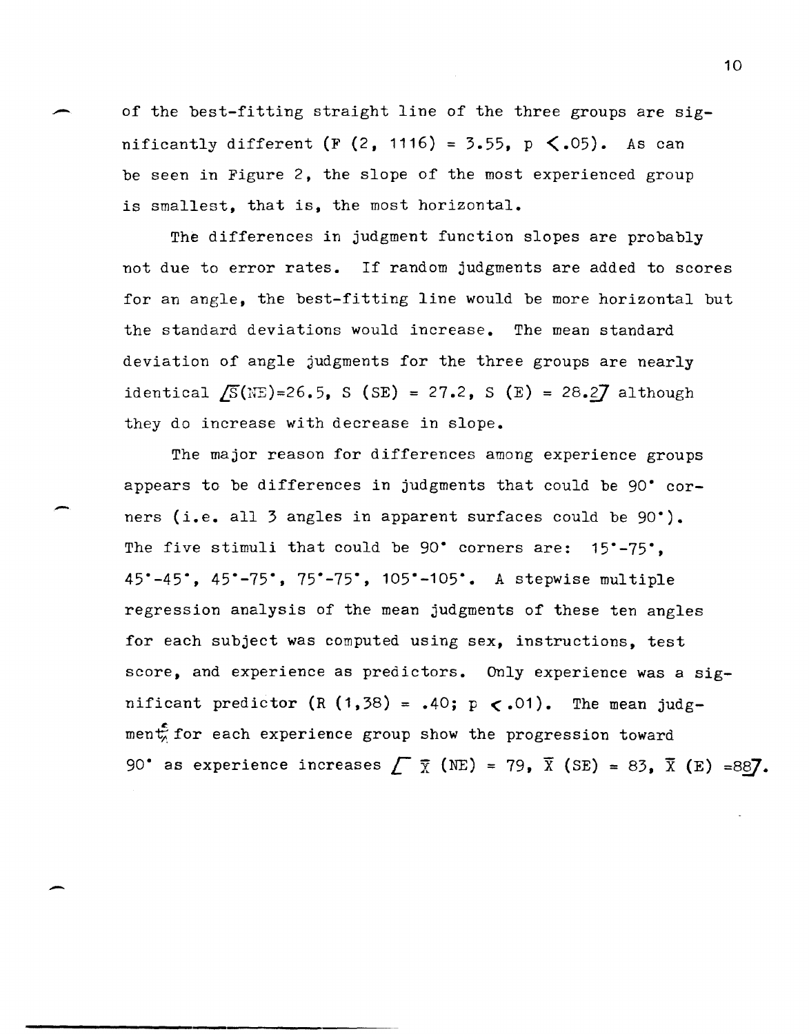of the best-fitting straight line of the three groups are significantly different ($F(2, 1116) = 3.55$, $p < .05$). As can be seen in Figure 2, the slope of the most experienced group is smallest, that is, the most horizontal.

The differences in judgment function slopes are probably not due to error rates. If random judgments are added to scores for an angle, the best-fitting line would be more horizontal but the standard deviations would increase. The mean standard deviation of angle judgments for the three groups are nearly identical [$S$(NE)=26.5, $S$ (SE) = 27.2, $S$ (E) = 28.2] although they do increase with decrease in slope.

The major reason for differences among experience groups appears to be differences in judgments that could be 90° corners (i.e. all 3 angles in apparent surfaces could be 90°). The five stimuli that could be 90° corners are: 15°-75°, 45°-45°, 45°-75°, 75°-75°, 105°-105°. A stepwise multiple regression analysis of the mean judgments of these ten angles for each subject was computed using sex, instructions, test score, and experience as predictors. Only experience was a significant predictor ($R(1,38) = .40$; $p < .01$). The mean judgments for each experience group show the progression toward 90° as experience increases [ $\bar{X}$ (NE) = 79, $\bar{X}$ (SE) = 83, $\bar{X}$ (E) =88].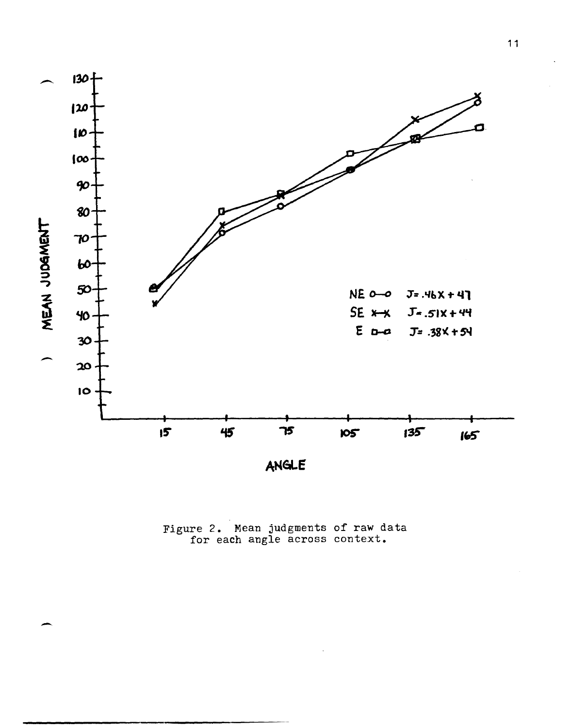MEAN JUDGMENT

ANGLE

NE o—o $J = .46X + 47$

SE x—x $J = .51X + 44$

E □—□ $J = .38X + 54$

Figure 2. Mean judgments of raw data for each angle across context.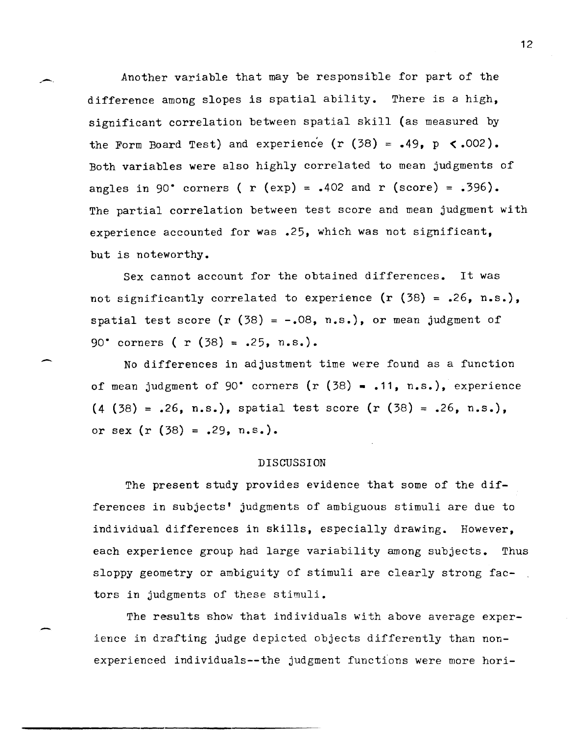Another variable that may be responsible for part of the difference among slopes is spatial ability. There is a high, significant correlation between spatial skill (as measured by the Form Board Test) and experience ($r$ (38) = .49, $p < .002$). Both variables were also highly correlated to mean judgments of angles in 90° corners ( $r$ (exp) = .402 and $r$ (score) = .396). The partial correlation between test score and mean judgment with experience accounted for was .25, which was not significant, but is noteworthy.

Sex cannot account for the obtained differences. It was not significantly correlated to experience ($r$ (38) = .26, n.s.), spatial test score ($r$ (38) = -.08, n.s.), or mean judgment of 90° corners ( $r$ (38) = .25, n.s.).

No differences in adjustment time were found as a function of mean judgment of 90° corners ($r$ (38) = .11, n.s.), experience (4 (38) = .26, n.s.), spatial test score ($r$ (38) = .26, n.s.), or sex ($r$ (38) = .29, n.s.).

## DISCUSSION

The present study provides evidence that some of the differences in subjects' judgments of ambiguous stimuli are due to individual differences in skills, especially drawing. However, each experience group had large variability among subjects. Thus sloppy geometry or ambiguity of stimuli are clearly strong factors in judgments of these stimuli.

The results show that individuals with above average experience in drafting judge depicted objects differently than non-experienced individuals--the judgment functions were more hori-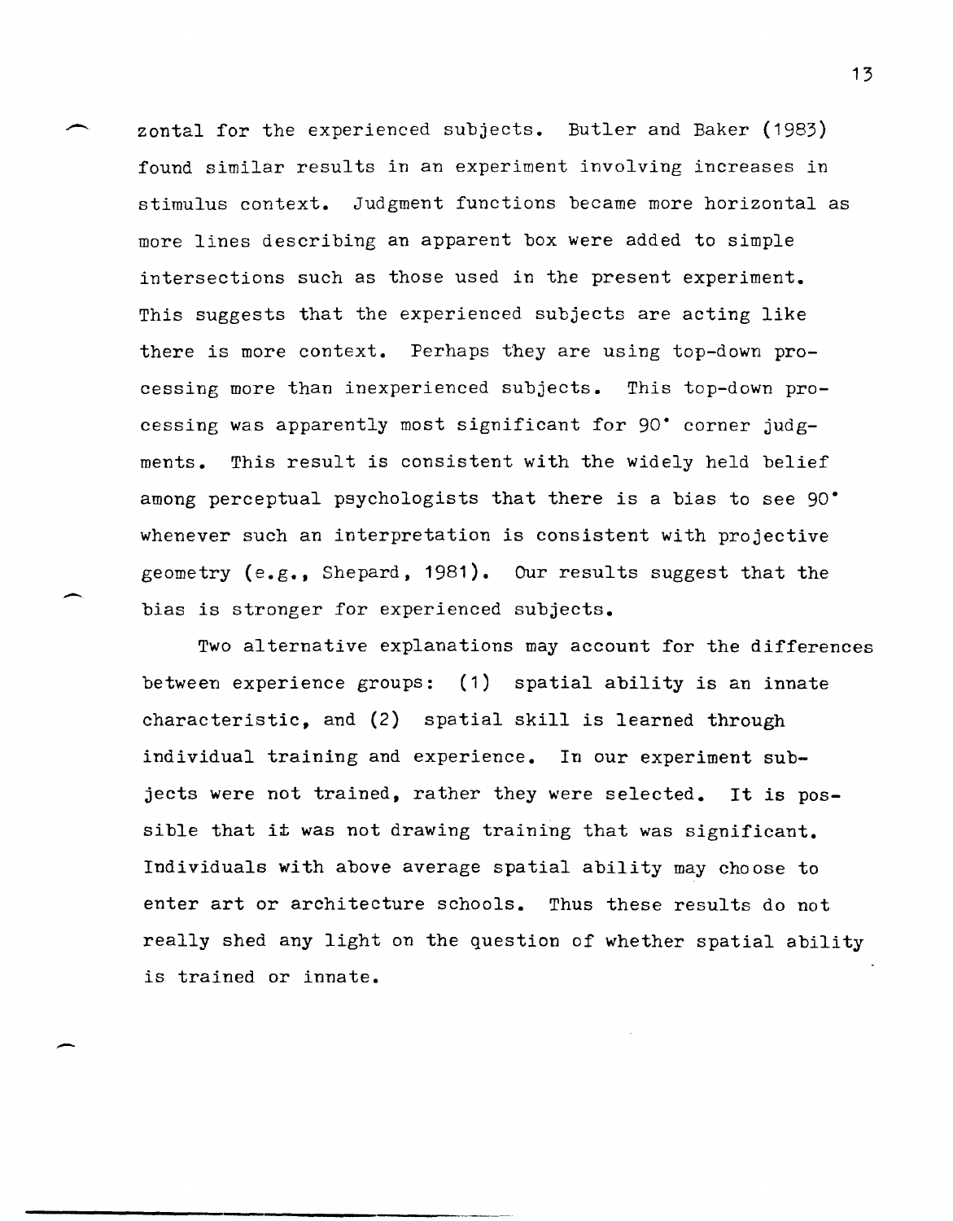zontal for the experienced subjects. Butler and Baker (1983) found similar results in an experiment involving increases in stimulus context. Judgment functions became more horizontal as more lines describing an apparent box were added to simple intersections such as those used in the present experiment. This suggests that the experienced subjects are acting like there is more context. Perhaps they are using top-down processing more than inexperienced subjects. This top-down processing was apparently most significant for 90° corner judgments. This result is consistent with the widely held belief among perceptual psychologists that there is a bias to see 90° whenever such an interpretation is consistent with projective geometry (e.g., Shepard, 1981). Our results suggest that the bias is stronger for experienced subjects.

Two alternative explanations may account for the differences between experience groups: (1) spatial ability is an innate characteristic, and (2) spatial skill is learned through individual training and experience. In our experiment subjects were not trained, rather they were selected. It is possible that it was not drawing training that was significant. Individuals with above average spatial ability may choose to enter art or architecture schools. Thus these results do not really shed any light on the question of whether spatial ability is trained or innate.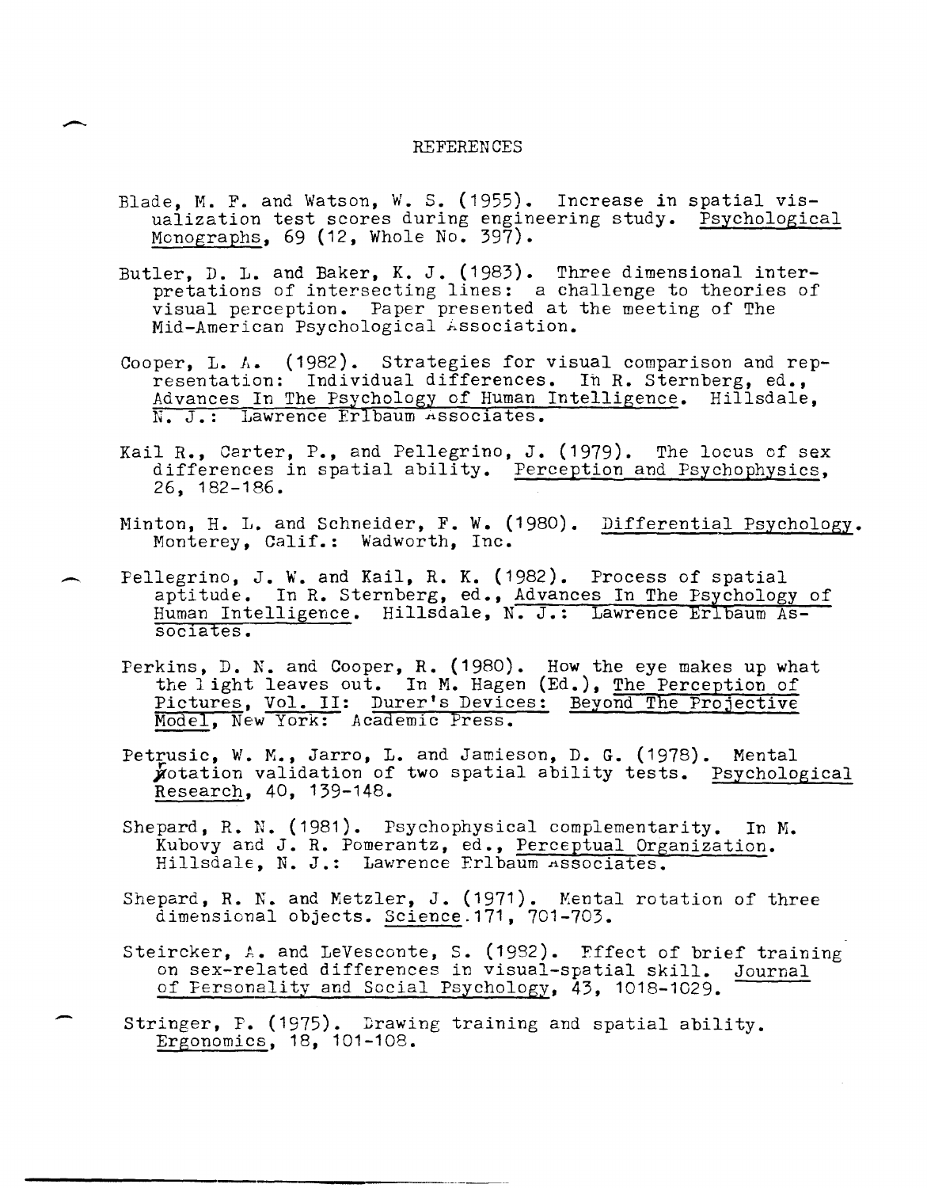# REFERENCES

Blade, M. F. and Watson, W. S. (1955). Increase in spatial visualization test scores during engineering study. Psychological Monographs, 69 (12, Whole No. 397).

Butler, D. L. and Baker, K. J. (1983). Three dimensional interpretations of intersecting lines: a challenge to theories of visual perception. Paper presented at the meeting of The Mid-American Psychological Association.

Cooper, L. A. (1982). Strategies for visual comparison and representation: Individual differences. In R. Sternberg, ed., Advances In The Psychology of Human Intelligence. Hillsdale, N. J.: Lawrence Erlbaum Associates.

Kail R., Carter, P., and Pellegrino, J. (1979). The locus of sex differences in spatial ability. Perception and Psychophysics, 26, 182-186.

Minton, H. L. and Schneider, F. W. (1980). Differential Psychology. Monterey, Calif.: Wadworth, Inc.

Pellegrino, J. W. and Kail, R. K. (1982). Process of spatial aptitude. In R. Sternberg, ed., Advances In The Psychology of Human Intelligence. Hillsdale, N. J.: Lawrence Erlbaum Associates.

Perkins, D. N. and Cooper, R. (1980). How the eye makes up what the light leaves out. In M. Hagen (Ed.), The Perception of Pictures, Vol. II: Durer's Devices: Beyond The Projective Model, New York: Academic Press.

Petrusic, W. M., Jarro, L. and Jamieson, D. G. (1978). Mental rotation validation of two spatial ability tests. Psychological Research, 40, 139-148.

Shepard, R. N. (1981). Psychophysical complementarity. In M. Kubovy and J. R. Pomerantz, ed., Perceptual Organization. Hillsdale, N. J.: Lawrence Erlbaum Associates.

Shepard, R. N. and Metzler, J. (1971). Mental rotation of three dimensional objects. Science.171, 701-703.

Steircker, A. and LeVesconte, S. (1982). Effect of brief training on sex-related differences in visual-spatial skill. Journal of Personality and Social Psychology, 43, 1018-1029.

Stringer, P. (1975). Drawing training and spatial ability. Ergonomics, 18, 101-108.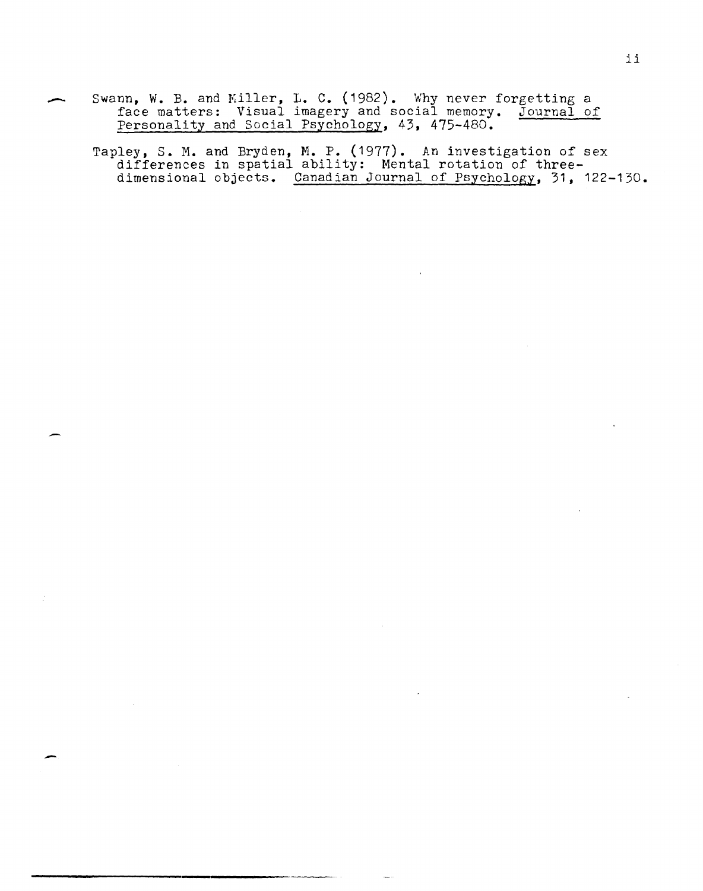Swann, W. B. and Miller, L. C. (1982). Why never forgetting a face matters: Visual imagery and social memory. Journal of Personality and Social Psychology, 43, 475-480.

Tapley, S. M. and Bryden, M. P. (1977). An investigation of sex differences in spatial ability: Mental rotation of three-dimensional objects. Canadian Journal of Psychology, 31, 122-130.